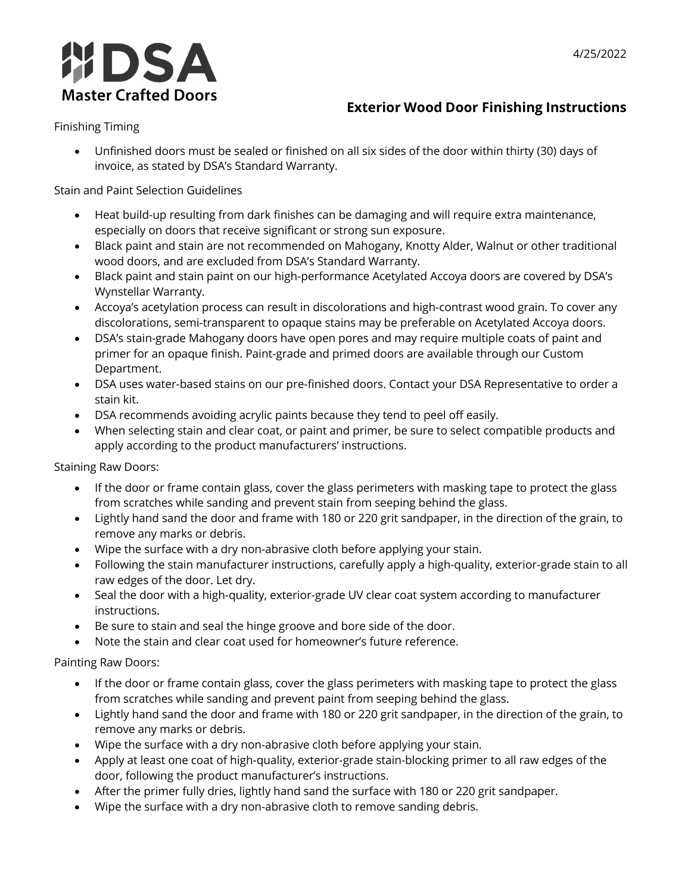**DSA**
**Master Crafted Doors**

4/25/2022

## Exterior Wood Door Finishing Instructions

Finishing Timing

- Unfinished doors must be sealed or finished on all six sides of the door within thirty (30) days of invoice, as stated by DSA's Standard Warranty.

Stain and Paint Selection Guidelines

- Heat build-up resulting from dark finishes can be damaging and will require extra maintenance, especially on doors that receive significant or strong sun exposure.
- Black paint and stain are not recommended on Mahogany, Knotty Alder, Walnut or other traditional wood doors, and are excluded from DSA's Standard Warranty.
- Black paint and stain paint on our high-performance Acetylated Accoya doors are covered by DSA's Wynstellar Warranty.
- Accoya's acetylation process can result in discolorations and high-contrast wood grain. To cover any discolorations, semi-transparent to opaque stains may be preferable on Acetylated Accoya doors.
- DSA's stain-grade Mahogany doors have open pores and may require multiple coats of paint and primer for an opaque finish. Paint-grade and primed doors are available through our Custom Department.
- DSA uses water-based stains on our pre-finished doors. Contact your DSA Representative to order a stain kit.
- DSA recommends avoiding acrylic paints because they tend to peel off easily.
- When selecting stain and clear coat, or paint and primer, be sure to select compatible products and apply according to the product manufacturers' instructions.

Staining Raw Doors:

- If the door or frame contain glass, cover the glass perimeters with masking tape to protect the glass from scratches while sanding and prevent stain from seeping behind the glass.
- Lightly hand sand the door and frame with 180 or 220 grit sandpaper, in the direction of the grain, to remove any marks or debris.
- Wipe the surface with a dry non-abrasive cloth before applying your stain.
- Following the stain manufacturer instructions, carefully apply a high-quality, exterior-grade stain to all raw edges of the door. Let dry.
- Seal the door with a high-quality, exterior-grade UV clear coat system according to manufacturer instructions.
- Be sure to stain and seal the hinge groove and bore side of the door.
- Note the stain and clear coat used for homeowner's future reference.

Painting Raw Doors:

- If the door or frame contain glass, cover the glass perimeters with masking tape to protect the glass from scratches while sanding and prevent paint from seeping behind the glass.
- Lightly hand sand the door and frame with 180 or 220 grit sandpaper, in the direction of the grain, to remove any marks or debris.
- Wipe the surface with a dry non-abrasive cloth before applying your stain.
- Apply at least one coat of high-quality, exterior-grade stain-blocking primer to all raw edges of the door, following the product manufacturer's instructions.
- After the primer fully dries, lightly hand sand the surface with 180 or 220 grit sandpaper.
- Wipe the surface with a dry non-abrasive cloth to remove sanding debris.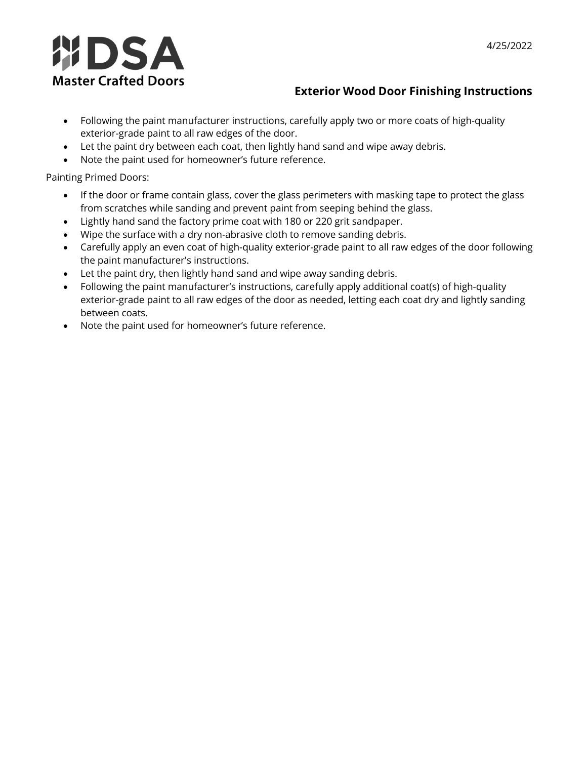- Following the paint manufacturer instructions, carefully apply two or more coats of high-quality exterior-grade paint to all raw edges of the door.
- Let the paint dry between each coat, then lightly hand sand and wipe away debris.
- Note the paint used for homeowner's future reference.

Painting Primed Doors:

- If the door or frame contain glass, cover the glass perimeters with masking tape to protect the glass from scratches while sanding and prevent paint from seeping behind the glass.
- Lightly hand sand the factory prime coat with 180 or 220 grit sandpaper.
- Wipe the surface with a dry non-abrasive cloth to remove sanding debris.
- Carefully apply an even coat of high-quality exterior-grade paint to all raw edges of the door following the paint manufacturer's instructions.
- Let the paint dry, then lightly hand sand and wipe away sanding debris.
- Following the paint manufacturer's instructions, carefully apply additional coat(s) of high-quality exterior-grade paint to all raw edges of the door as needed, letting each coat dry and lightly sanding between coats.
- Note the paint used for homeowner's future reference.